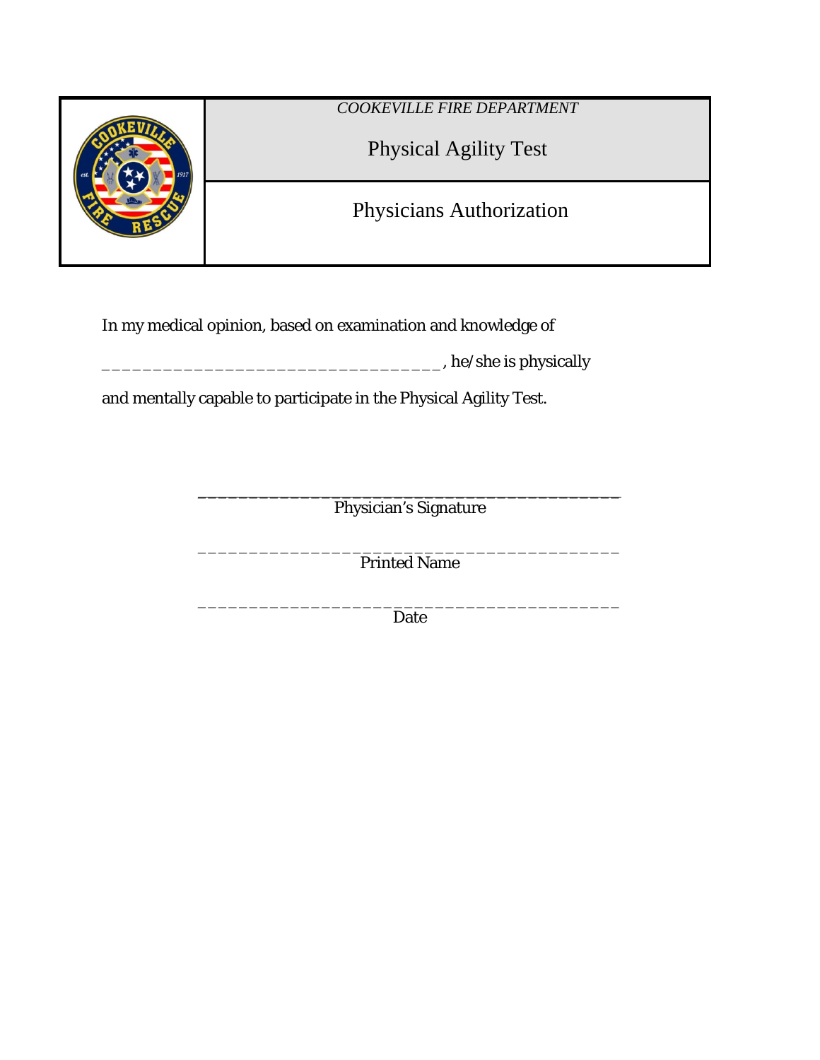*COOKEVILLE FIRE DEPARTMENT*

# Physical Agility Test

## Physicians Authorization

In my medical opinion, based on examination and knowledge of

_________________________________ , he/she is physically

and mentally capable to participate in the Physical Agility Test.

_________________________________________
Physician's Signature

_________________________________________
Printed Name

_________________________________________
Date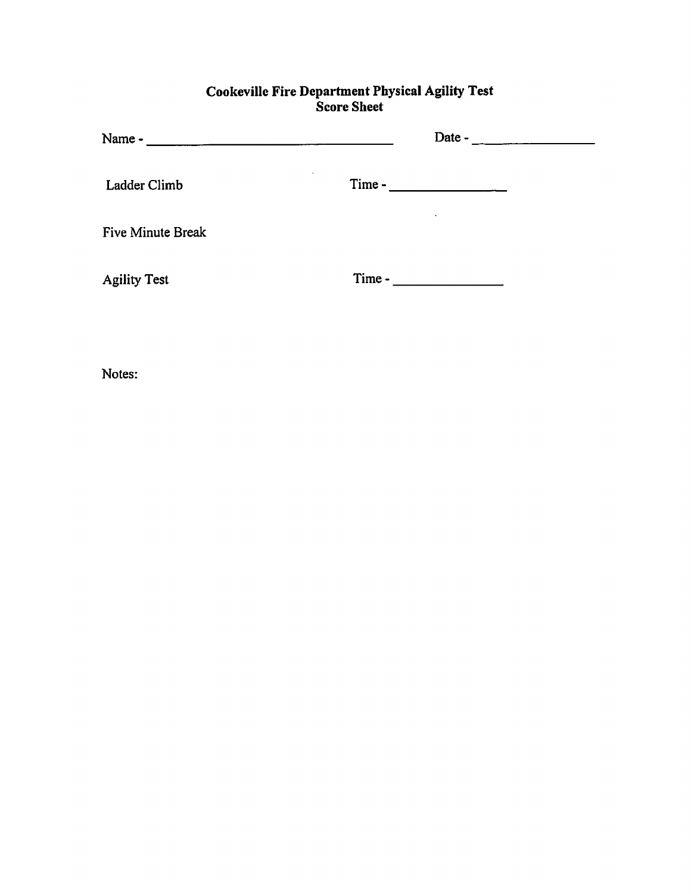# Cookeville Fire Department Physical Agility Test
## Score Sheet

Name - ______________________________ Date - ______________

Ladder Climb Time - ______________

Five Minute Break

Agility Test Time - ______________

Notes: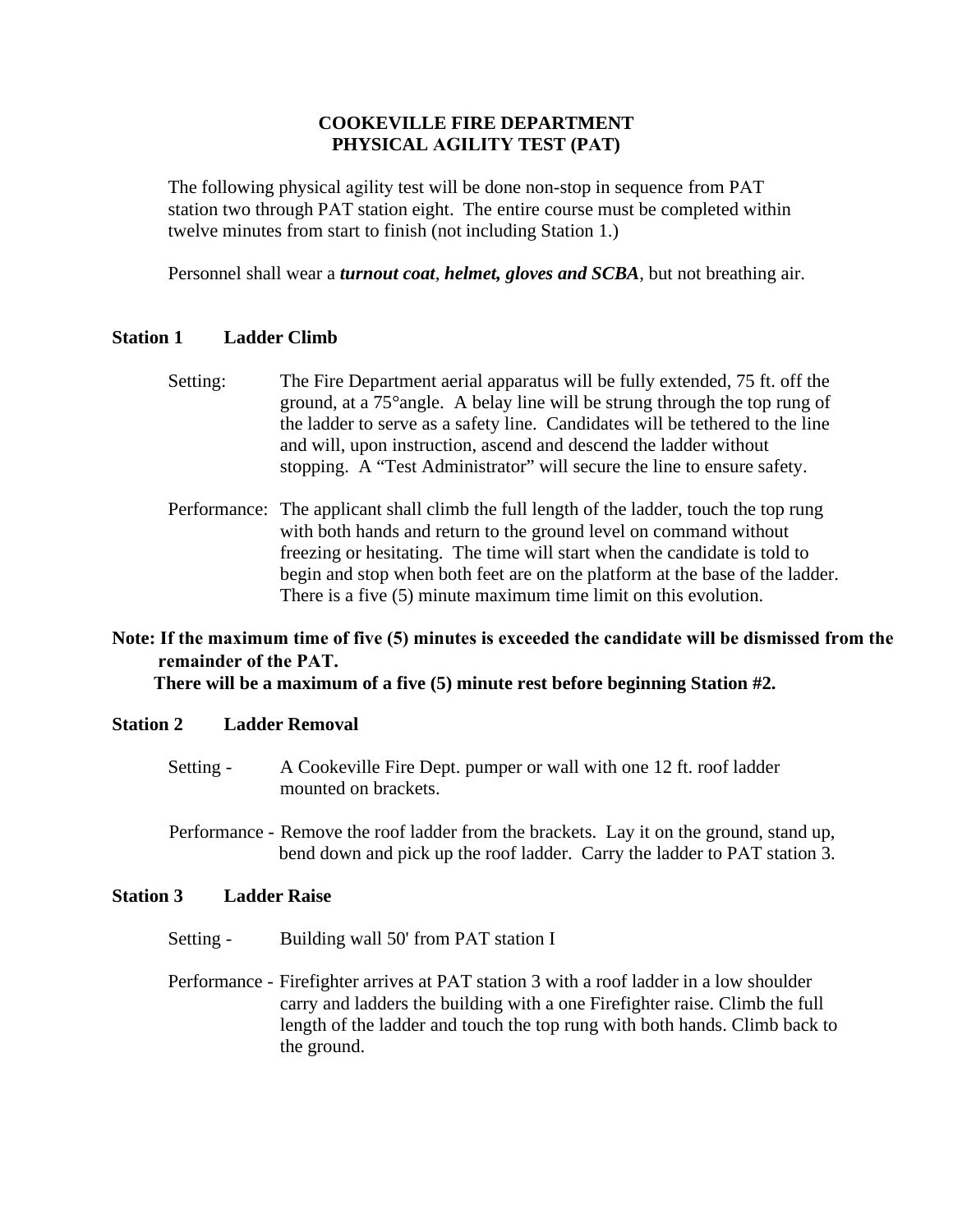# COOKEVILLE FIRE DEPARTMENT
# PHYSICAL AGILITY TEST (PAT)

The following physical agility test will be done non-stop in sequence from PAT station two through PAT station eight. The entire course must be completed within twelve minutes from start to finish (not including Station 1.)

Personnel shall wear a ***turnout coat***, ***helmet, gloves and SCBA***, but not breathing air.

## Station 1 Ladder Climb

Setting: The Fire Department aerial apparatus will be fully extended, 75 ft. off the ground, at a 75°angle. A belay line will be strung through the top rung of the ladder to serve as a safety line. Candidates will be tethered to the line and will, upon instruction, ascend and descend the ladder without stopping. A "Test Administrator" will secure the line to ensure safety.

Performance: The applicant shall climb the full length of the ladder, touch the top rung with both hands and return to the ground level on command without freezing or hesitating. The time will start when the candidate is told to begin and stop when both feet are on the platform at the base of the ladder. There is a five (5) minute maximum time limit on this evolution.

**Note: If the maximum time of five (5) minutes is exceeded the candidate will be dismissed from the remainder of the PAT.**
**There will be a maximum of a five (5) minute rest before beginning Station #2.**

## Station 2 Ladder Removal

Setting - A Cookeville Fire Dept. pumper or wall with one 12 ft. roof ladder mounted on brackets.

Performance - Remove the roof ladder from the brackets. Lay it on the ground, stand up, bend down and pick up the roof ladder. Carry the ladder to PAT station 3.

## Station 3 Ladder Raise

Setting - Building wall 50' from PAT station I

Performance - Firefighter arrives at PAT station 3 with a roof ladder in a low shoulder carry and ladders the building with a one Firefighter raise. Climb the full length of the ladder and touch the top rung with both hands. Climb back to the ground.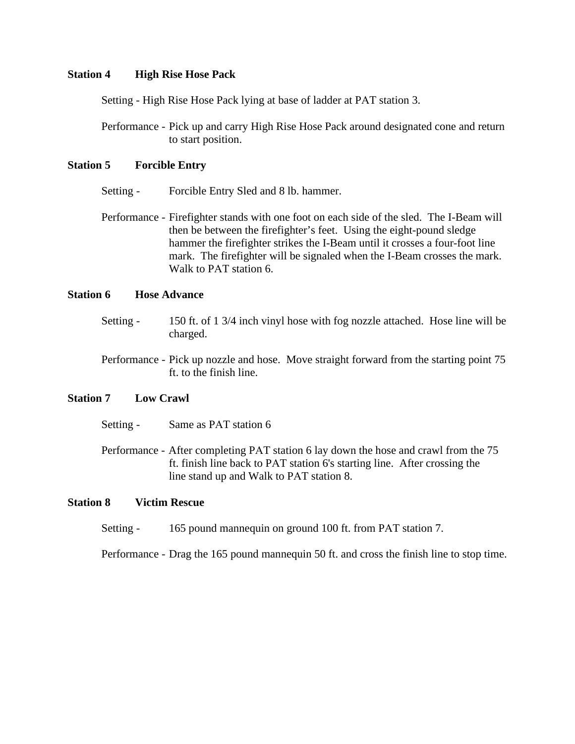**Station 4 High Rise Hose Pack**

Setting - High Rise Hose Pack lying at base of ladder at PAT station 3.

Performance - Pick up and carry High Rise Hose Pack around designated cone and return to start position.

**Station 5 Forcible Entry**

Setting - Forcible Entry Sled and 8 lb. hammer.

Performance - Firefighter stands with one foot on each side of the sled. The I-Beam will then be between the firefighter's feet. Using the eight-pound sledge hammer the firefighter strikes the I-Beam until it crosses a four-foot line mark. The firefighter will be signaled when the I-Beam crosses the mark. Walk to PAT station 6.

**Station 6 Hose Advance**

Setting - 150 ft. of 1 3/4 inch vinyl hose with fog nozzle attached. Hose line will be charged.

Performance - Pick up nozzle and hose. Move straight forward from the starting point 75 ft. to the finish line.

**Station 7 Low Crawl**

Setting - Same as PAT station 6

Performance - After completing PAT station 6 lay down the hose and crawl from the 75 ft. finish line back to PAT station 6's starting line. After crossing the line stand up and Walk to PAT station 8.

**Station 8 Victim Rescue**

Setting - 165 pound mannequin on ground 100 ft. from PAT station 7.

Performance - Drag the 165 pound mannequin 50 ft. and cross the finish line to stop time.